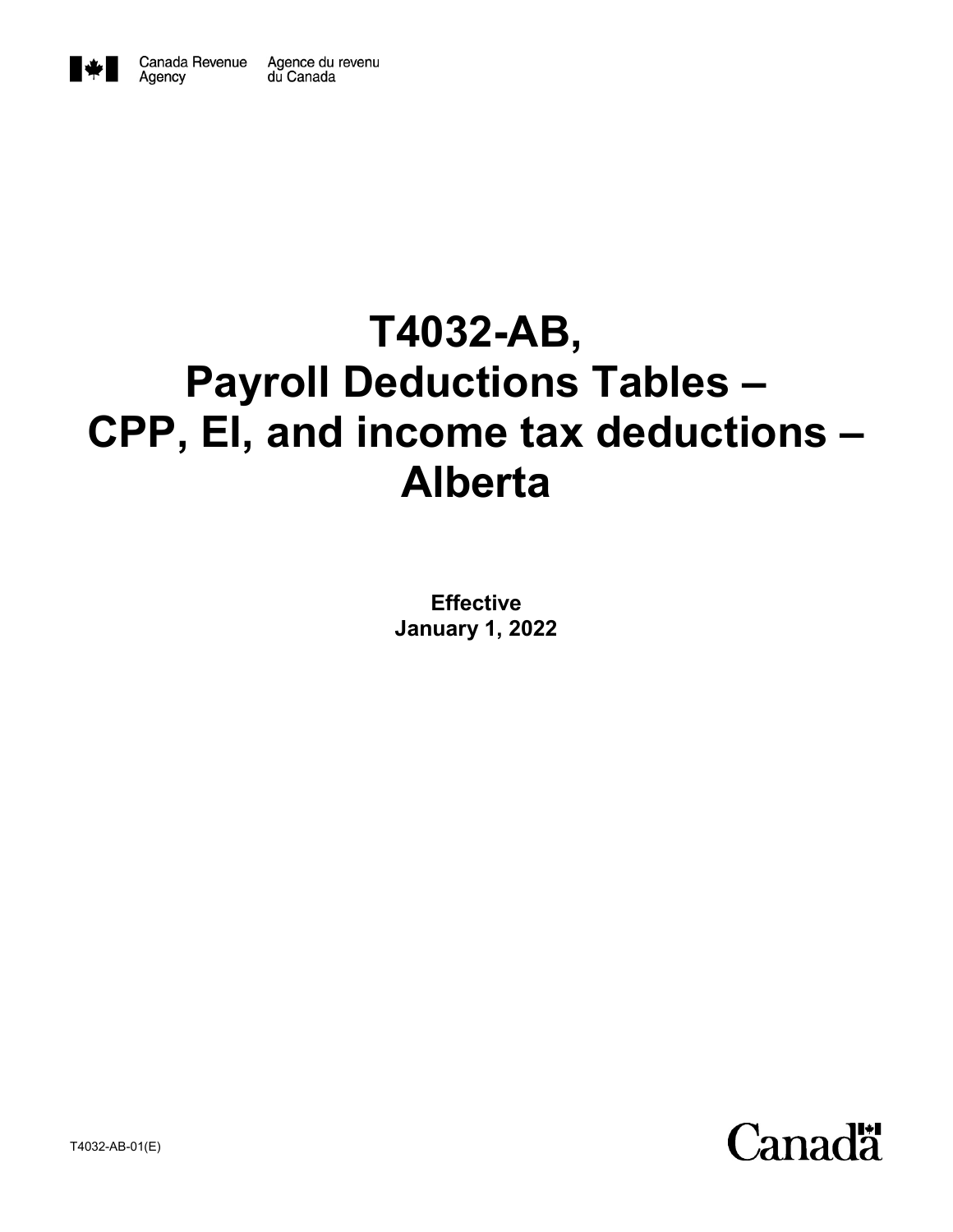Canada Revenue Agency / Agence du revenu du Canada

# T4032-AB, Payroll Deductions Tables – CPP, EI, and income tax deductions – Alberta

**Effective**
**January 1, 2022**

T4032-AB-01(E)

Canada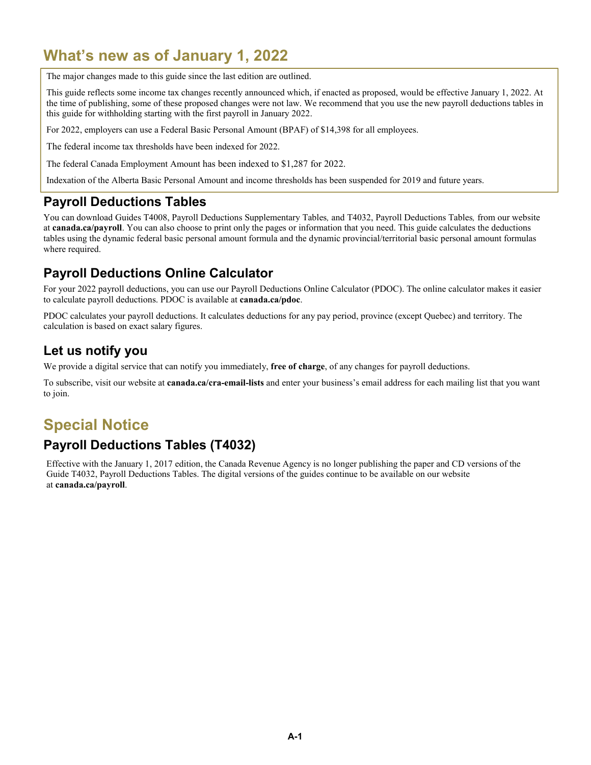# What's new as of January 1, 2022

The major changes made to this guide since the last edition are outlined.

This guide reflects some income tax changes recently announced which, if enacted as proposed, would be effective January 1, 2022. At the time of publishing, some of these proposed changes were not law. We recommend that you use the new payroll deductions tables in this guide for withholding starting with the first payroll in January 2022.

For 2022, employers can use a Federal Basic Personal Amount (BPAF) of $14,398 for all employees.

The federal income tax thresholds have been indexed for 2022.

The federal Canada Employment Amount has been indexed to $1,287 for 2022.

Indexation of the Alberta Basic Personal Amount and income thresholds has been suspended for 2019 and future years.

## Payroll Deductions Tables

You can download Guides T4008, Payroll Deductions Supplementary Tables*,* and T4032, Payroll Deductions Tables*,* from our website at **canada.ca/payroll**. You can also choose to print only the pages or information that you need. This guide calculates the deductions tables using the dynamic federal basic personal amount formula and the dynamic provincial/territorial basic personal amount formulas where required.

## Payroll Deductions Online Calculator

For your 2022 payroll deductions, you can use our Payroll Deductions Online Calculator (PDOC). The online calculator makes it easier to calculate payroll deductions. PDOC is available at **canada.ca/pdoc**.

PDOC calculates your payroll deductions. It calculates deductions for any pay period, province (except Quebec) and territory. The calculation is based on exact salary figures.

## Let us notify you

We provide a digital service that can notify you immediately, **free of charge**, of any changes for payroll deductions.

To subscribe, visit our website at **canada.ca/cra-email-lists** and enter your business's email address for each mailing list that you want to join.

# Special Notice

## Payroll Deductions Tables (T4032)

Effective with the January 1, 2017 edition, the Canada Revenue Agency is no longer publishing the paper and CD versions of the Guide T4032, Payroll Deductions Tables. The digital versions of the guides continue to be available on our website at **canada.ca/payroll**.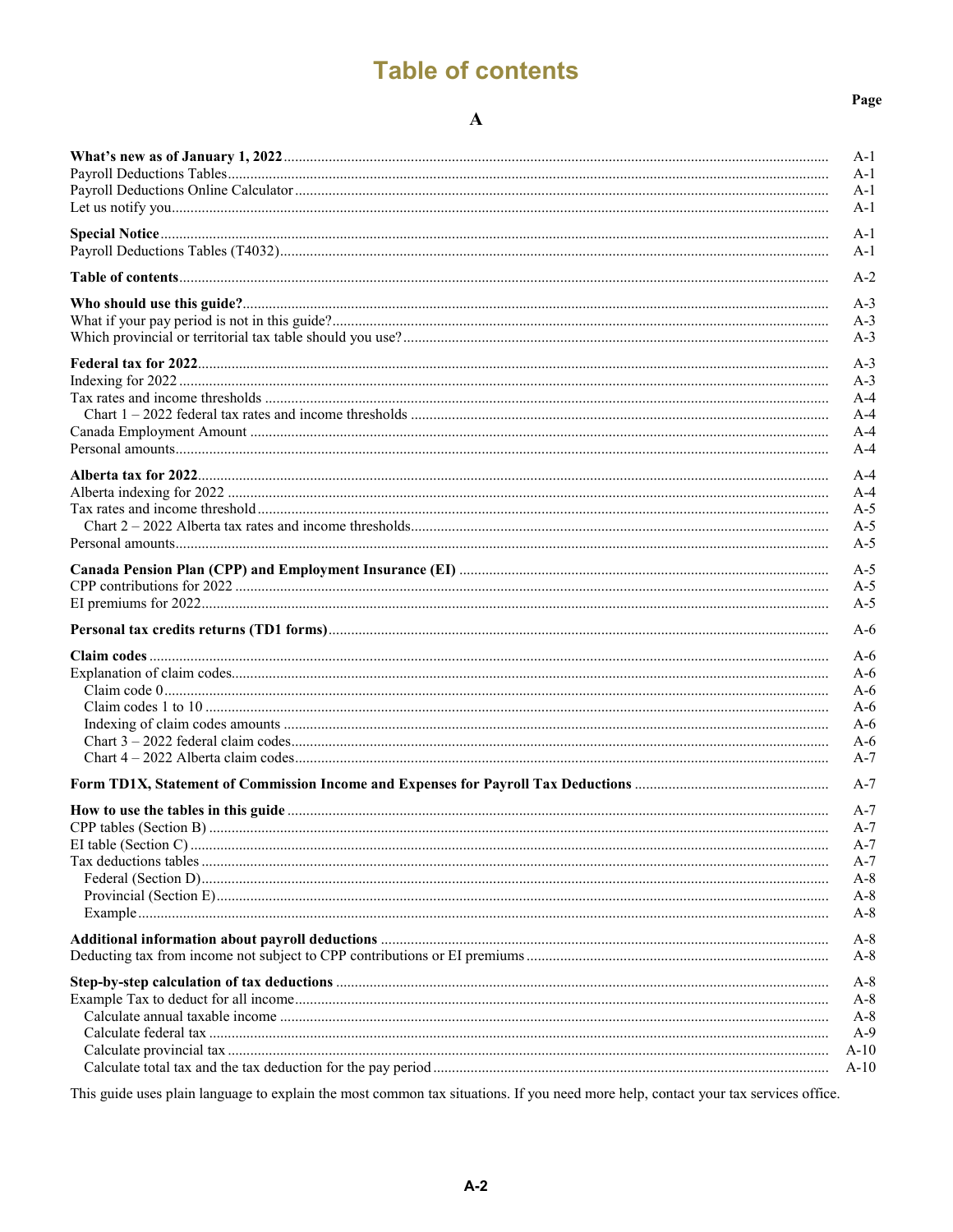# Table of contents

| A | Page |
|---|---|
| **What's new as of January 1, 2022** | A-1 |
| Payroll Deductions Tables | A-1 |
| Payroll Deductions Online Calculator | A-1 |
| Let us notify you | A-1 |
| **Special Notice** | A-1 |
| Payroll Deductions Tables (T4032) | A-1 |
| **Table of contents** | A-2 |
| **Who should use this guide?** | A-3 |
| What if your pay period is not in this guide? | A-3 |
| Which provincial or territorial tax table should you use? | A-3 |
| **Federal tax for 2022** | A-3 |
| Indexing for 2022 | A-3 |
| Tax rates and income thresholds | A-4 |
| Chart 1 – 2022 federal tax rates and income thresholds | A-4 |
| Canada Employment Amount | A-4 |
| Personal amounts | A-4 |
| **Alberta tax for 2022** | A-4 |
| Alberta indexing for 2022 | A-4 |
| Tax rates and income threshold | A-5 |
| Chart 2 – 2022 Alberta tax rates and income thresholds | A-5 |
| Personal amounts | A-5 |
| **Canada Pension Plan (CPP) and Employment Insurance (EI)** | A-5 |
| CPP contributions for 2022 | A-5 |
| EI premiums for 2022 | A-5 |
| **Personal tax credits returns (TD1 forms)** | A-6 |
| **Claim codes** | A-6 |
| Explanation of claim codes | A-6 |
| Claim code 0 | A-6 |
| Claim codes 1 to 10 | A-6 |
| Indexing of claim codes amounts | A-6 |
| Chart 3 – 2022 federal claim codes | A-6 |
| Chart 4 – 2022 Alberta claim codes | A-7 |
| **Form TD1X, Statement of Commission Income and Expenses for Payroll Tax Deductions** | A-7 |
| **How to use the tables in this guide** | A-7 |
| CPP tables (Section B) | A-7 |
| EI table (Section C) | A-7 |
| Tax deductions tables | A-7 |
| Federal (Section D) | A-8 |
| Provincial (Section E) | A-8 |
| Example | A-8 |
| **Additional information about payroll deductions** | A-8 |
| Deducting tax from income not subject to CPP contributions or EI premiums | A-8 |
| **Step-by-step calculation of tax deductions** | A-8 |
| Example Tax to deduct for all income | A-8 |
| Calculate annual taxable income | A-8 |
| Calculate federal tax | A-9 |
| Calculate provincial tax | A-10 |
| Calculate total tax and the tax deduction for the pay period | A-10 |

This guide uses plain language to explain the most common tax situations. If you need more help, contact your tax services office.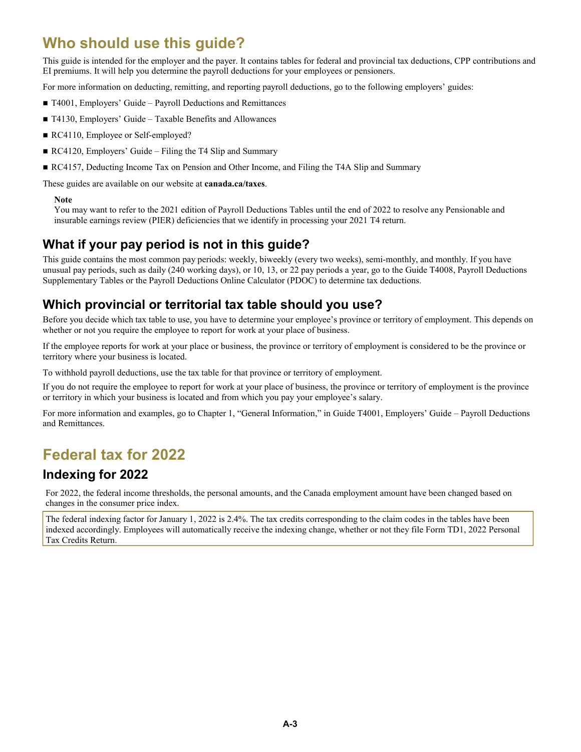# Who should use this guide?

This guide is intended for the employer and the payer. It contains tables for federal and provincial tax deductions, CPP contributions and EI premiums. It will help you determine the payroll deductions for your employees or pensioners.

For more information on deducting, remitting, and reporting payroll deductions, go to the following employers' guides:

- T4001, Employers' Guide – Payroll Deductions and Remittances
- T4130, Employers' Guide – Taxable Benefits and Allowances
- RC4110, Employee or Self-employed?
- RC4120, Employers' Guide – Filing the T4 Slip and Summary
- RC4157, Deducting Income Tax on Pension and Other Income, and Filing the T4A Slip and Summary

These guides are available on our website at **canada.ca/taxes**.

> **Note**
> You may want to refer to the 2021 edition of Payroll Deductions Tables until the end of 2022 to resolve any Pensionable and insurable earnings review (PIER) deficiencies that we identify in processing your 2021 T4 return.

## What if your pay period is not in this guide?

This guide contains the most common pay periods: weekly, biweekly (every two weeks), semi-monthly, and monthly. If you have unusual pay periods, such as daily (240 working days), or 10, 13, or 22 pay periods a year, go to the Guide T4008, Payroll Deductions Supplementary Tables or the Payroll Deductions Online Calculator (PDOC) to determine tax deductions.

## Which provincial or territorial tax table should you use?

Before you decide which tax table to use, you have to determine your employee's province or territory of employment. This depends on whether or not you require the employee to report for work at your place of business.

If the employee reports for work at your place or business, the province or territory of employment is considered to be the province or territory where your business is located.

To withhold payroll deductions, use the tax table for that province or territory of employment.

If you do not require the employee to report for work at your place of business, the province or territory of employment is the province or territory in which your business is located and from which you pay your employee's salary.

For more information and examples, go to Chapter 1, "General Information," in Guide T4001, Employers' Guide – Payroll Deductions and Remittances.

# Federal tax for 2022

## Indexing for 2022

For 2022, the federal income thresholds, the personal amounts, and the Canada employment amount have been changed based on changes in the consumer price index.

> The federal indexing factor for January 1, 2022 is 2.4%. The tax credits corresponding to the claim codes in the tables have been indexed accordingly. Employees will automatically receive the indexing change, whether or not they file Form TD1, 2022 Personal Tax Credits Return.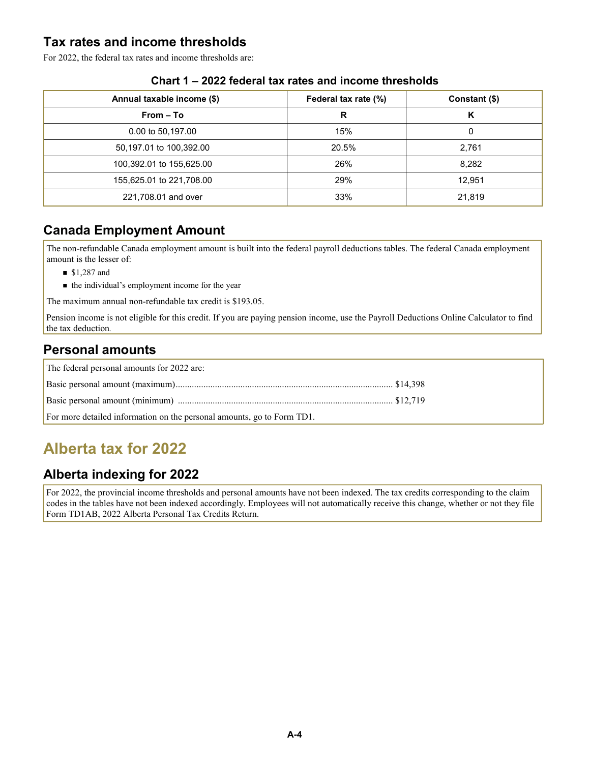## Tax rates and income thresholds

For 2022, the federal tax rates and income thresholds are:

**Chart 1 – 2022 federal tax rates and income thresholds**

| Annual taxable income ($) | Federal tax rate (%) | Constant ($) |
|---|---|---|
| **From – To** | **R** | **K** |
| 0.00 to 50,197.00 | 15% | 0 |
| 50,197.01 to 100,392.00 | 20.5% | 2,761 |
| 100,392.01 to 155,625.00 | 26% | 8,282 |
| 155,625.01 to 221,708.00 | 29% | 12,951 |
| 221,708.01 and over | 33% | 21,819 |

## Canada Employment Amount

The non-refundable Canada employment amount is built into the federal payroll deductions tables. The federal Canada employment amount is the lesser of:

- $1,287 and
- the individual's employment income for the year

The maximum annual non-refundable tax credit is $193.05.

Pension income is not eligible for this credit. If you are paying pension income, use the Payroll Deductions Online Calculator to find the tax deduction.

## Personal amounts

The federal personal amounts for 2022 are:

Basic personal amount (maximum)............................................................................................ $14,398

Basic personal amount (minimum) ............................................................................................ $12,719

For more detailed information on the personal amounts, go to Form TD1.

# Alberta tax for 2022

## Alberta indexing for 2022

For 2022, the provincial income thresholds and personal amounts have not been indexed. The tax credits corresponding to the claim codes in the tables have not been indexed accordingly. Employees will not automatically receive this change, whether or not they file Form TD1AB, 2022 Alberta Personal Tax Credits Return.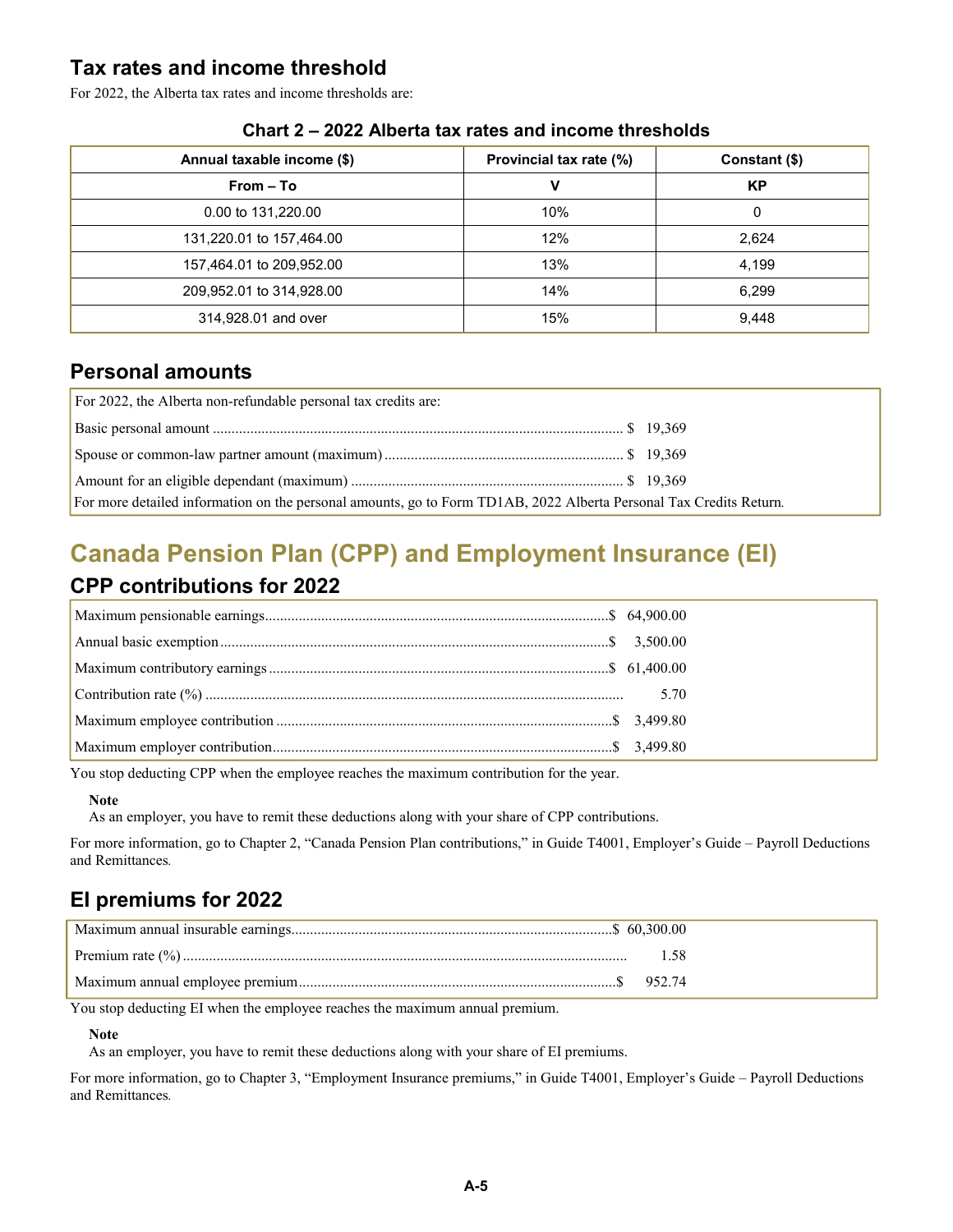## Tax rates and income threshold

For 2022, the Alberta tax rates and income thresholds are:

**Chart 2 – 2022 Alberta tax rates and income thresholds**

| Annual taxable income ($) | Provincial tax rate (%) | Constant ($) |
|---|---|---|
| **From – To** | **V** | **KP** |
| 0.00 to 131,220.00 | 10% | 0 |
| 131,220.01 to 157,464.00 | 12% | 2,624 |
| 157,464.01 to 209,952.00 | 13% | 4,199 |
| 209,952.01 to 314,928.00 | 14% | 6,299 |
| 314,928.01 and over | 15% | 9,448 |

## Personal amounts

For 2022, the Alberta non-refundable personal tax credits are:

Basic personal amount ............................................................................................................. $ 19,369

Spouse or common-law partner amount (maximum) ................................................................ $ 19,369

Amount for an eligible dependant (maximum) ......................................................................... $ 19,369

For more detailed information on the personal amounts, go to Form TD1AB, 2022 Alberta Personal Tax Credits Return.

# Canada Pension Plan (CPP) and Employment Insurance (EI)

## CPP contributions for 2022

Maximum pensionable earnings..........................................................................................$ 64,900.00

Annual basic exemption.......................................................................................................$ 3,500.00

Maximum contributory earnings ..........................................................................................$ 61,400.00

Contribution rate (%) ............................................................................................................... 5.70

Maximum employee contribution .........................................................................................$ 3,499.80

Maximum employer contribution..........................................................................................$ 3,499.80

You stop deducting CPP when the employee reaches the maximum contribution for the year.

**Note**
As an employer, you have to remit these deductions along with your share of CPP contributions.

For more information, go to Chapter 2, "Canada Pension Plan contributions," in Guide T4001, Employer's Guide – Payroll Deductions and Remittances.

## EI premiums for 2022

Maximum annual insurable earnings.....................................................................................$ 60,300.00

Premium rate (%) ...................................................................................................................... 1.58

Maximum annual employee premium....................................................................................$ 952.74

You stop deducting EI when the employee reaches the maximum annual premium.

**Note**
As an employer, you have to remit these deductions along with your share of EI premiums.

For more information, go to Chapter 3, "Employment Insurance premiums," in Guide T4001, Employer's Guide – Payroll Deductions and Remittances.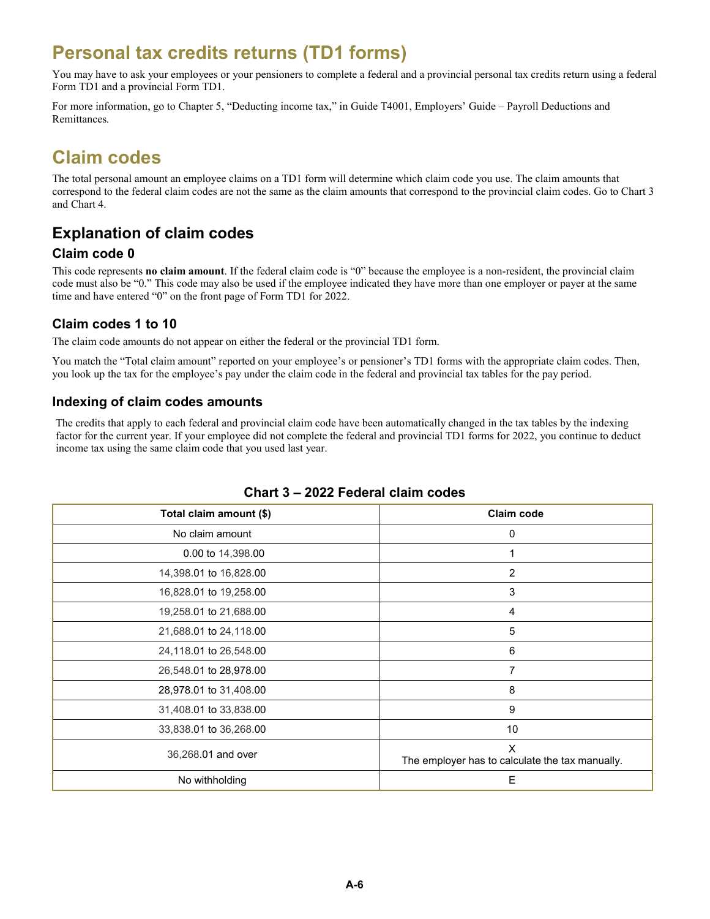# Personal tax credits returns (TD1 forms)

You may have to ask your employees or your pensioners to complete a federal and a provincial personal tax credits return using a federal Form TD1 and a provincial Form TD1.

For more information, go to Chapter 5, "Deducting income tax," in Guide T4001, Employers' Guide – Payroll Deductions and Remittances.

# Claim codes

The total personal amount an employee claims on a TD1 form will determine which claim code you use. The claim amounts that correspond to the federal claim codes are not the same as the claim amounts that correspond to the provincial claim codes. Go to Chart 3 and Chart 4.

## Explanation of claim codes

### Claim code 0

This code represents **no claim amount**. If the federal claim code is "0" because the employee is a non-resident, the provincial claim code must also be "0." This code may also be used if the employee indicated they have more than one employer or payer at the same time and have entered "0" on the front page of Form TD1 for 2022.

### Claim codes 1 to 10

The claim code amounts do not appear on either the federal or the provincial TD1 form.

You match the "Total claim amount" reported on your employee's or pensioner's TD1 forms with the appropriate claim codes. Then, you look up the tax for the employee's pay under the claim code in the federal and provincial tax tables for the pay period.

### Indexing of claim codes amounts

The credits that apply to each federal and provincial claim code have been automatically changed in the tax tables by the indexing factor for the current year. If your employee did not complete the federal and provincial TD1 forms for 2022, you continue to deduct income tax using the same claim code that you used last year.

**Chart 3 – 2022 Federal claim codes**

| Total claim amount ($) | Claim code |
|---|---|
| No claim amount | 0 |
| 0.00 to 14,398.00 | 1 |
| 14,398.01 to 16,828.00 | 2 |
| 16,828.01 to 19,258.00 | 3 |
| 19,258.01 to 21,688.00 | 4 |
| 21,688.01 to 24,118.00 | 5 |
| 24,118.01 to 26,548.00 | 6 |
| 26,548.01 to 28,978.00 | 7 |
| 28,978.01 to 31,408.00 | 8 |
| 31,408.01 to 33,838.00 | 9 |
| 33,838.01 to 36,268.00 | 10 |
| 36,268.01 and over | X<br>The employer has to calculate the tax manually. |
| No withholding | E |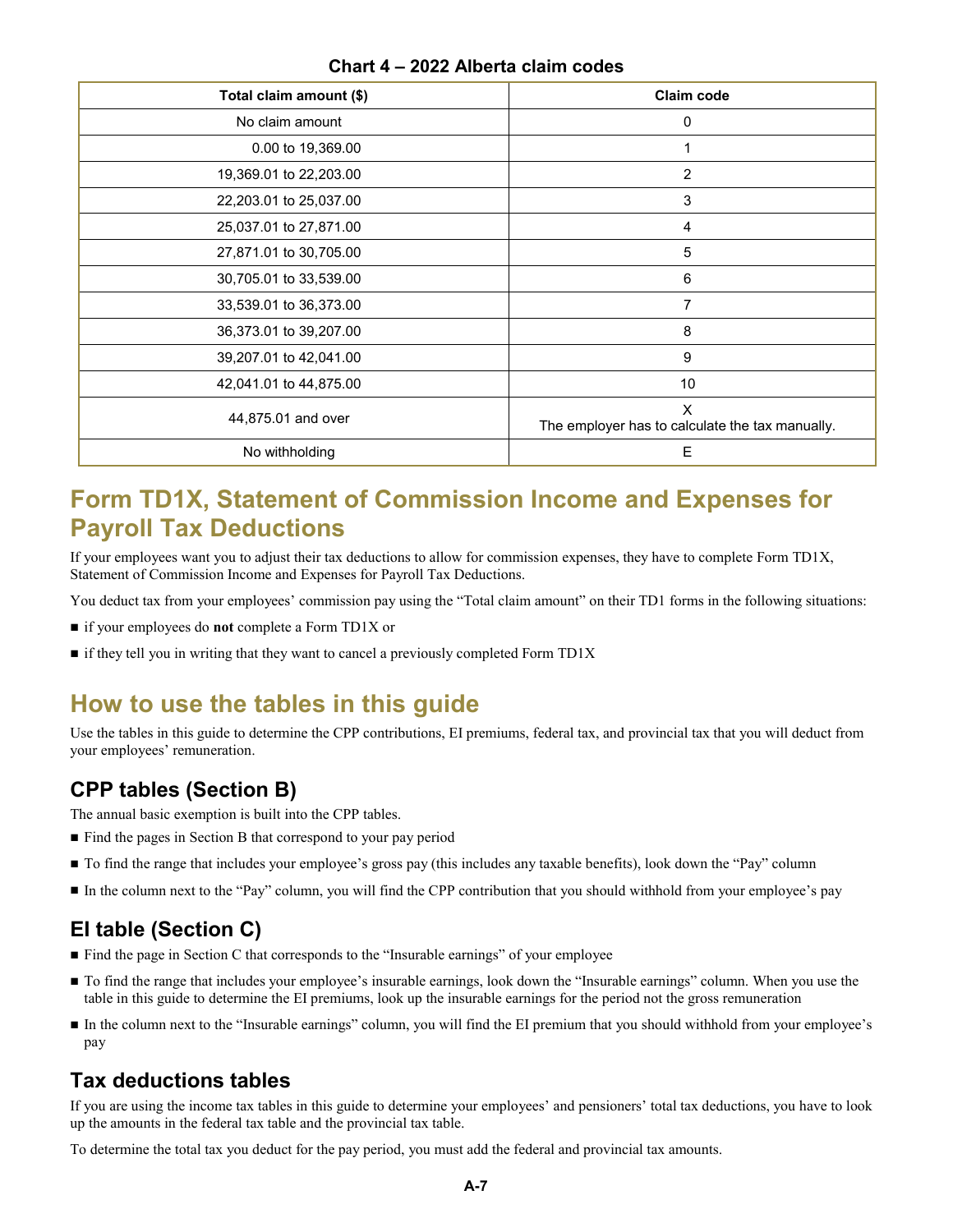**Chart 4 – 2022 Alberta claim codes**

| Total claim amount ($) | Claim code |
|---|---|
| No claim amount | 0 |
| 0.00 to 19,369.00 | 1 |
| 19,369.01 to 22,203.00 | 2 |
| 22,203.01 to 25,037.00 | 3 |
| 25,037.01 to 27,871.00 | 4 |
| 27,871.01 to 30,705.00 | 5 |
| 30,705.01 to 33,539.00 | 6 |
| 33,539.01 to 36,373.00 | 7 |
| 36,373.01 to 39,207.00 | 8 |
| 39,207.01 to 42,041.00 | 9 |
| 42,041.01 to 44,875.00 | 10 |
| 44,875.01 and over | X<br>The employer has to calculate the tax manually. |
| No withholding | E |

# Form TD1X, Statement of Commission Income and Expenses for Payroll Tax Deductions

If your employees want you to adjust their tax deductions to allow for commission expenses, they have to complete Form TD1X, Statement of Commission Income and Expenses for Payroll Tax Deductions.

You deduct tax from your employees' commission pay using the "Total claim amount" on their TD1 forms in the following situations:

- if your employees do **not** complete a Form TD1X or
- if they tell you in writing that they want to cancel a previously completed Form TD1X

# How to use the tables in this guide

Use the tables in this guide to determine the CPP contributions, EI premiums, federal tax, and provincial tax that you will deduct from your employees' remuneration.

## CPP tables (Section B)

The annual basic exemption is built into the CPP tables.

- Find the pages in Section B that correspond to your pay period
- To find the range that includes your employee's gross pay (this includes any taxable benefits), look down the "Pay" column
- In the column next to the "Pay" column, you will find the CPP contribution that you should withhold from your employee's pay

## EI table (Section C)

- Find the page in Section C that corresponds to the "Insurable earnings" of your employee
- To find the range that includes your employee's insurable earnings, look down the "Insurable earnings" column. When you use the table in this guide to determine the EI premiums, look up the insurable earnings for the period not the gross remuneration
- In the column next to the "Insurable earnings" column, you will find the EI premium that you should withhold from your employee's pay

## Tax deductions tables

If you are using the income tax tables in this guide to determine your employees' and pensioners' total tax deductions, you have to look up the amounts in the federal tax table and the provincial tax table.

To determine the total tax you deduct for the pay period, you must add the federal and provincial tax amounts.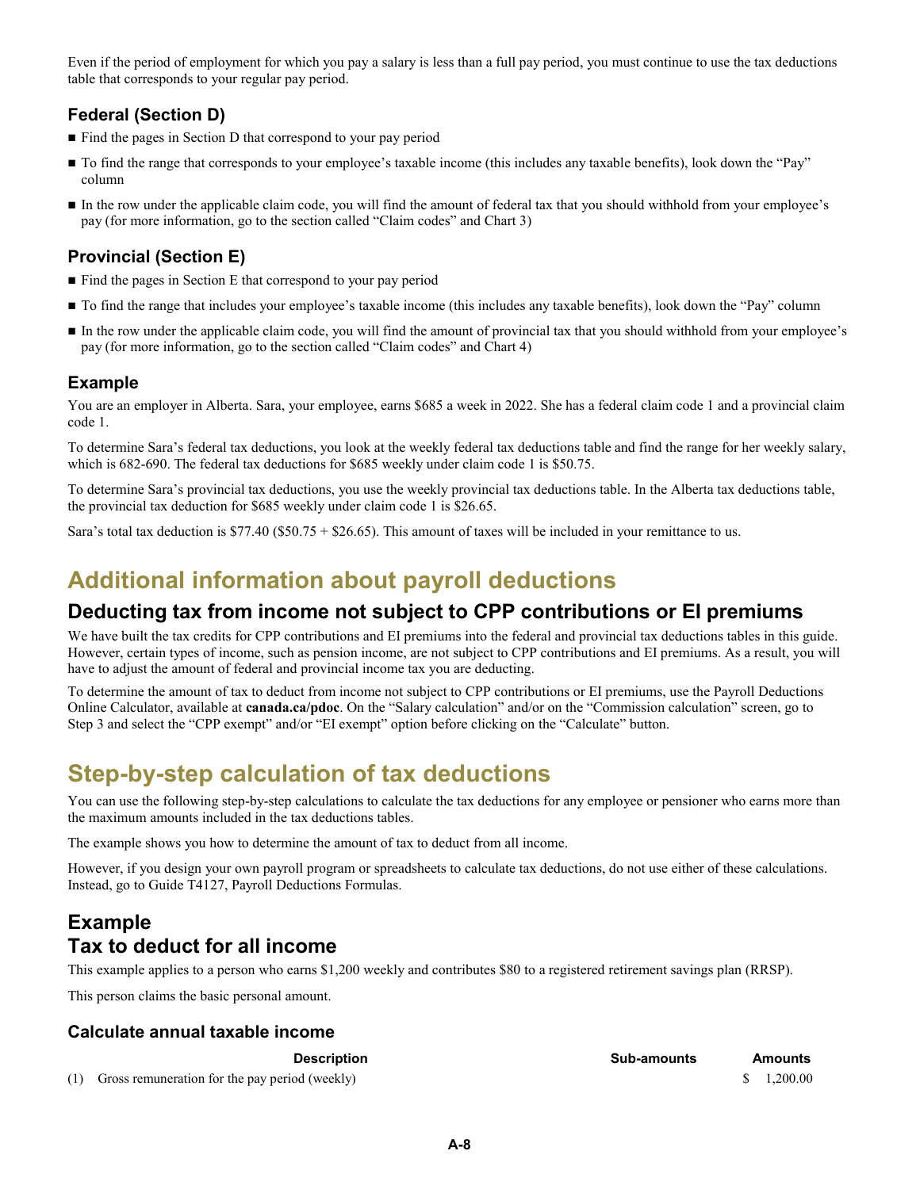Even if the period of employment for which you pay a salary is less than a full pay period, you must continue to use the tax deductions table that corresponds to your regular pay period.

### Federal (Section D)

- Find the pages in Section D that correspond to your pay period
- To find the range that corresponds to your employee's taxable income (this includes any taxable benefits), look down the "Pay" column
- In the row under the applicable claim code, you will find the amount of federal tax that you should withhold from your employee's pay (for more information, go to the section called "Claim codes" and Chart 3)

### Provincial (Section E)

- Find the pages in Section E that correspond to your pay period
- To find the range that includes your employee's taxable income (this includes any taxable benefits), look down the "Pay" column
- In the row under the applicable claim code, you will find the amount of provincial tax that you should withhold from your employee's pay (for more information, go to the section called "Claim codes" and Chart 4)

### Example

You are an employer in Alberta. Sara, your employee, earns $685 a week in 2022. She has a federal claim code 1 and a provincial claim code 1.

To determine Sara's federal tax deductions, you look at the weekly federal tax deductions table and find the range for her weekly salary, which is 682-690. The federal tax deductions for $685 weekly under claim code 1 is $50.75.

To determine Sara's provincial tax deductions, you use the weekly provincial tax deductions table. In the Alberta tax deductions table, the provincial tax deduction for $685 weekly under claim code 1 is $26.65.

Sara's total tax deduction is $77.40 ($50.75 + $26.65). This amount of taxes will be included in your remittance to us.

# Additional information about payroll deductions

## Deducting tax from income not subject to CPP contributions or EI premiums

We have built the tax credits for CPP contributions and EI premiums into the federal and provincial tax deductions tables in this guide. However, certain types of income, such as pension income, are not subject to CPP contributions and EI premiums. As a result, you will have to adjust the amount of federal and provincial income tax you are deducting.

To determine the amount of tax to deduct from income not subject to CPP contributions or EI premiums, use the Payroll Deductions Online Calculator, available at **canada.ca/pdoc**. On the "Salary calculation" and/or on the "Commission calculation" screen, go to Step 3 and select the "CPP exempt" and/or "EI exempt" option before clicking on the "Calculate" button.

# Step-by-step calculation of tax deductions

You can use the following step-by-step calculations to calculate the tax deductions for any employee or pensioner who earns more than the maximum amounts included in the tax deductions tables.

The example shows you how to determine the amount of tax to deduct from all income.

However, if you design your own payroll program or spreadsheets to calculate tax deductions, do not use either of these calculations. Instead, go to Guide T4127, Payroll Deductions Formulas.

## Example
## Tax to deduct for all income

This example applies to a person who earns $1,200 weekly and contributes $80 to a registered retirement savings plan (RRSP).

This person claims the basic personal amount.

### Calculate annual taxable income

| | Description | Sub-amounts | Amounts |
|---|---|---|---|
| (1) | Gross remuneration for the pay period (weekly) | | $ 1,200.00 |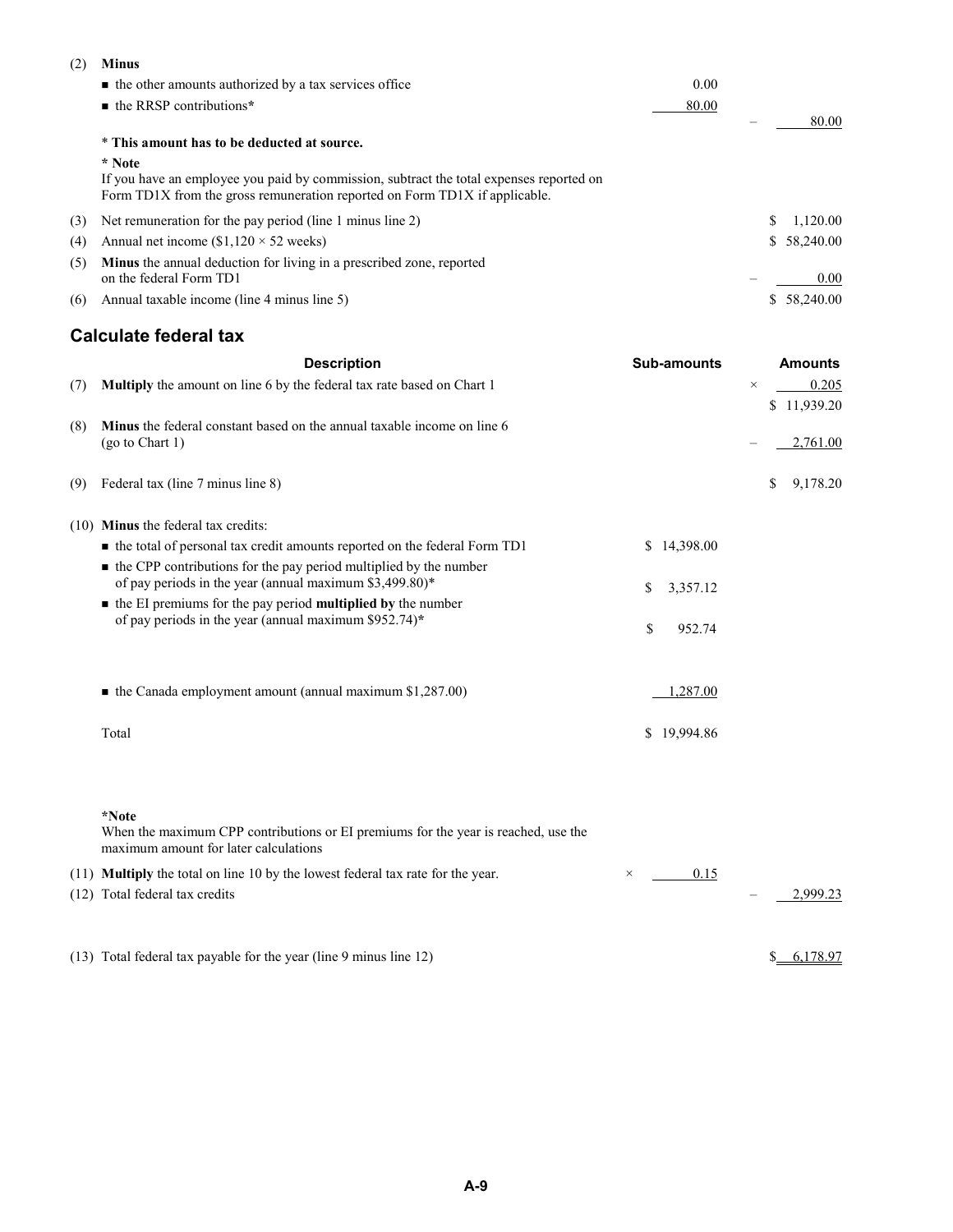| | | | |
|---|---|---|---|
| (2) | **Minus** | | |
| | ■ the other amounts authorized by a tax services office | 0.00 | |
| | ■ the RRSP contributions* | 80.00 | – 80.00 |
| | * **This amount has to be deducted at source.** | | |
| | **\* Note**<br>If you have an employee you paid by commission, subtract the total expenses reported on Form TD1X from the gross remuneration reported on Form TD1X if applicable. | | |
| (3) | Net remuneration for the pay period (line 1 minus line 2) | | $ 1,120.00 |
| (4) | Annual net income ($1,120 × 52 weeks) | | $ 58,240.00 |
| (5) | **Minus** the annual deduction for living in a prescribed zone, reported on the federal Form TD1 | | – 0.00 |
| (6) | Annual taxable income (line 4 minus line 5) | | $ 58,240.00 |

## Calculate federal tax

| | Description | Sub-amounts | Amounts |
|---|---|---|---|
| (7) | **Multiply** the amount on line 6 by the federal tax rate based on Chart 1 | | × 0.205 |
| | | | $ 11,939.20 |
| (8) | **Minus** the federal constant based on the annual taxable income on line 6 (go to Chart 1) | | – 2,761.00 |
| (9) | Federal tax (line 7 minus line 8) | | $ 9,178.20 |
| (10) | **Minus** the federal tax credits: | | |
| | ■ the total of personal tax credit amounts reported on the federal Form TD1 | $ 14,398.00 | |
| | ■ the CPP contributions for the pay period multiplied by the number of pay periods in the year (annual maximum $3,499.80)* | $ 3,357.12 | |
| | ■ the EI premiums for the pay period **multiplied by** the number of pay periods in the year (annual maximum $952.74)* | $ 952.74 | |
| | ■ the Canada employment amount (annual maximum $1,287.00) | 1,287.00 | |
| | Total | $ 19,994.86 | |
| | **\*Note**<br>When the maximum CPP contributions or EI premiums for the year is reached, use the maximum amount for later calculations | | |
| (11) | **Multiply** the total on line 10 by the lowest federal tax rate for the year. | × 0.15 | |
| (12) | Total federal tax credits | | – 2,999.23 |
| (13) | Total federal tax payable for the year (line 9 minus line 12) | | $ 6,178.97 |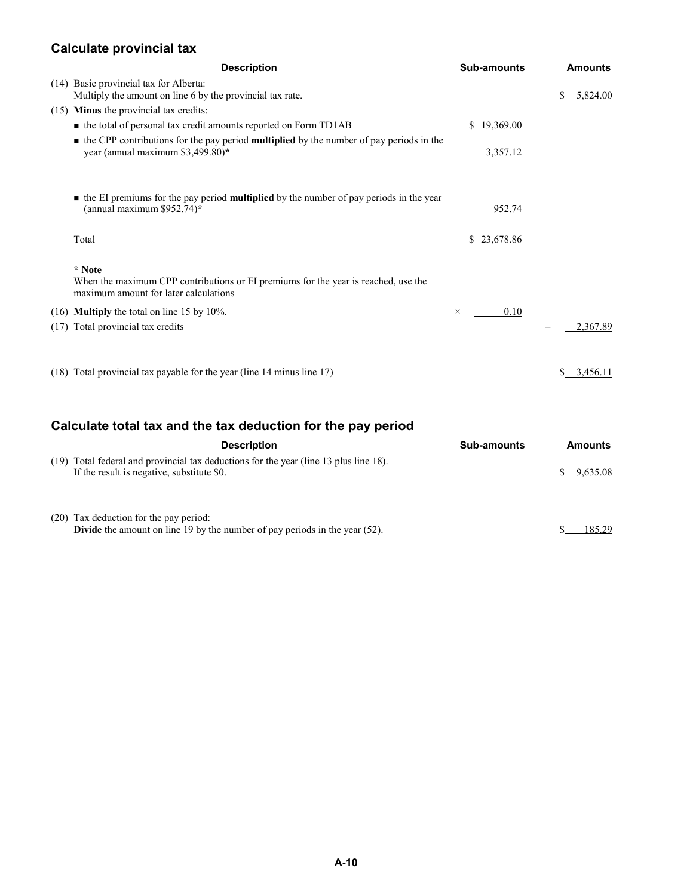## Calculate provincial tax

| Description | Sub-amounts | Amounts |
|---|---|---|
| (14) Basic provincial tax for Alberta: Multiply the amount on line 6 by the provincial tax rate. | | $ 5,824.00 |
| (15) **Minus** the provincial tax credits: | | |
| ■ the total of personal tax credit amounts reported on Form TD1AB | $ 19,369.00 | |
| ■ the CPP contributions for the pay period **multiplied** by the number of pay periods in the year (annual maximum $3,499.80)* | 3,357.12 | |
| ■ the EI premiums for the pay period **multiplied** by the number of pay periods in the year (annual maximum $952.74)* | 952.74 | |
| Total | $ 23,678.86 | |
| **\* Note** When the maximum CPP contributions or EI premiums for the year is reached, use the maximum amount for later calculations | | |
| (16) **Multiply** the total on line 15 by 10%. | × 0.10 | |
| (17) Total provincial tax credits | | – 2,367.89 |
| (18) Total provincial tax payable for the year (line 14 minus line 17) | | $ 3,456.11 |

## Calculate total tax and the tax deduction for the pay period

| Description | Sub-amounts | Amounts |
|---|---|---|
| (19) Total federal and provincial tax deductions for the year (line 13 plus line 18). If the result is negative, substitute $0. | | $ 9,635.08 |
| (20) Tax deduction for the pay period: **Divide** the amount on line 19 by the number of pay periods in the year (52). | | $ 185.29 |